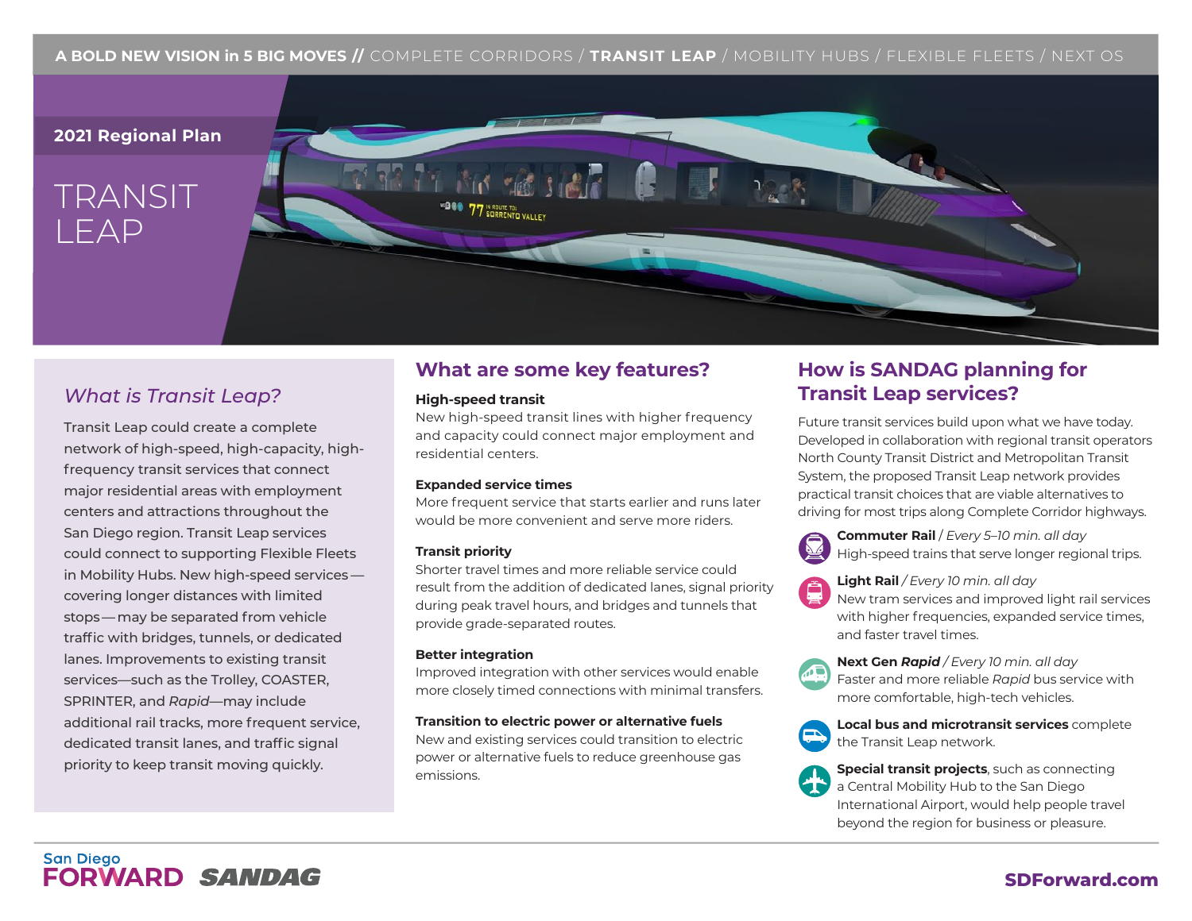A BOLD NEW VISION in 5 BIG MOVES // COMPLETE CORRIDORS / **TRANSIT LEAP** / MOBILITY HUBS / FLEXIBLE FLEETS / NEXT OS

**2021 Regional Plan**

# TRANSIT LEAP

## *What is Transit Leap?*

Transit Leap could create a complete network of high-speed, high-capacity, high-frequency transit services that connect major residential areas with employment centers and attractions throughout the San Diego region. Transit Leap services could connect to supporting Flexible Fleets in Mobility Hubs. New high-speed services—covering longer distances with limited stops—may be separated from vehicle traffic with bridges, tunnels, or dedicated lanes. Improvements to existing transit services—such as the Trolley, COASTER, SPRINTER, and *Rapid*—may include additional rail tracks, more frequent service, dedicated transit lanes, and traffic signal priority to keep transit moving quickly.

## What are some key features?

**High-speed transit**
New high-speed transit lines with higher frequency and capacity could connect major employment and residential centers.

**Expanded service times**
More frequent service that starts earlier and runs later would be more convenient and serve more riders.

**Transit priority**
Shorter travel times and more reliable service could result from the addition of dedicated lanes, signal priority during peak travel hours, and bridges and tunnels that provide grade-separated routes.

**Better integration**
Improved integration with other services would enable more closely timed connections with minimal transfers.

**Transition to electric power or alternative fuels**
New and existing services could transition to electric power or alternative fuels to reduce greenhouse gas emissions.

## How is SANDAG planning for Transit Leap services?

Future transit services build upon what we have today. Developed in collaboration with regional transit operators North County Transit District and Metropolitan Transit System, the proposed Transit Leap network provides practical transit choices that are viable alternatives to driving for most trips along Complete Corridor highways.

**Commuter Rail** / *Every 5–10 min. all day*
High-speed trains that serve longer regional trips.

**Light Rail** / *Every 10 min. all day*
New tram services and improved light rail services with higher frequencies, expanded service times, and faster travel times.

**Next Gen *Rapid*** / *Every 10 min. all day*
Faster and more reliable *Rapid* bus service with more comfortable, high-tech vehicles.

**Local bus and microtransit services** complete the Transit Leap network.

**Special transit projects**, such as connecting a Central Mobility Hub to the San Diego International Airport, would help people travel beyond the region for business or pleasure.

San Diego FORWARD SANDAG

SDForward.com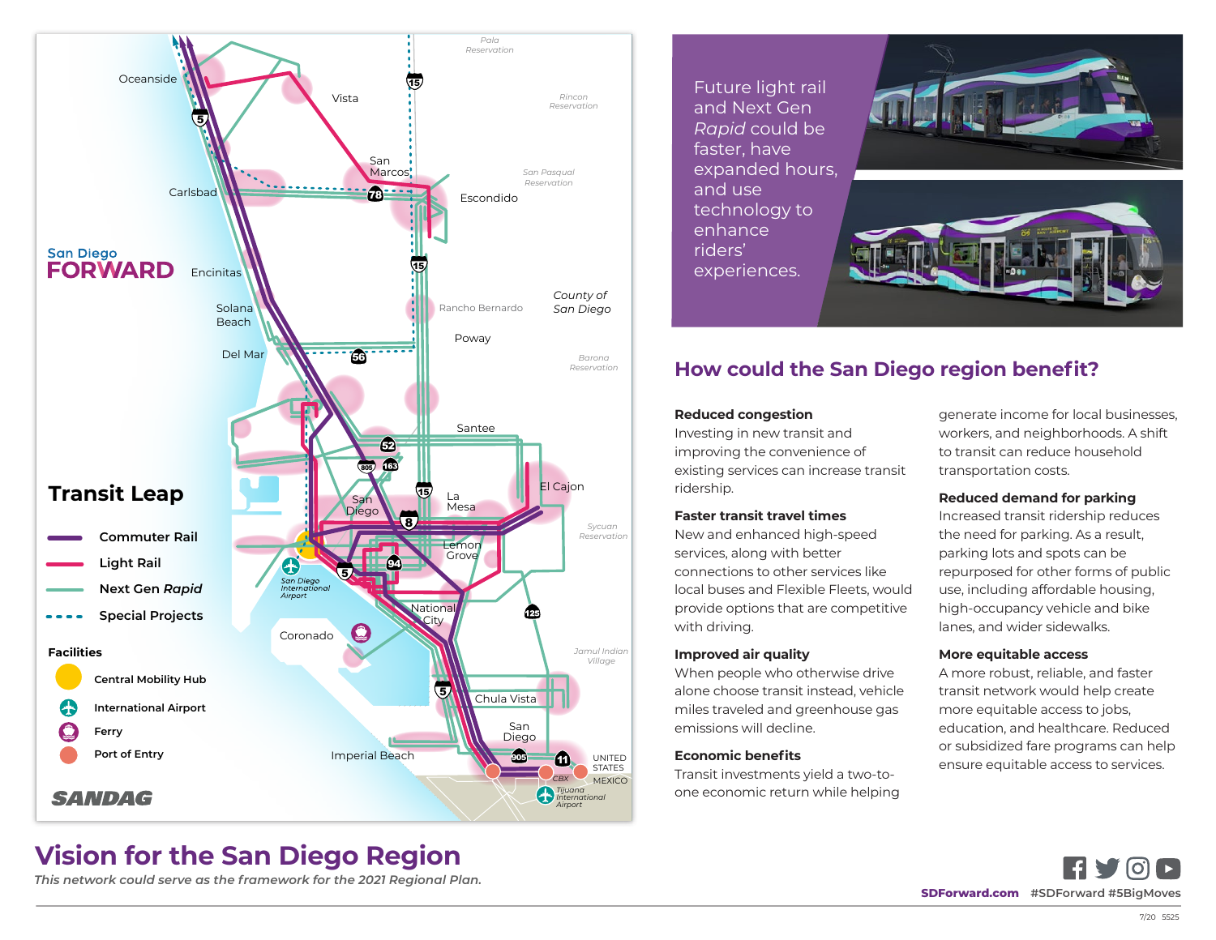## Transit Leap

- Commuter Rail
- Light Rail
- Next Gen *Rapid*
- Special Projects

**Facilities**

- Central Mobility Hub
- International Airport
- Ferry
- Port of Entry

San Diego FORWARD

SANDAG

Future light rail and Next Gen *Rapid* could be faster, have expanded hours, and use technology to enhance riders' experiences.

## How could the San Diego region benefit?

**Reduced congestion**
Investing in new transit and improving the convenience of existing services can increase transit ridership.

**Faster transit travel times**
New and enhanced high-speed services, along with better connections to other services like local buses and Flexible Fleets, would provide options that are competitive with driving.

**Improved air quality**
When people who otherwise drive alone choose transit instead, vehicle miles traveled and greenhouse gas emissions will decline.

**Economic benefits**
Transit investments yield a two-to-one economic return while helping generate income for local businesses, workers, and neighborhoods. A shift to transit can reduce household transportation costs.

**Reduced demand for parking**
Increased transit ridership reduces the need for parking. As a result, parking lots and spots can be repurposed for other forms of public use, including affordable housing, high-occupancy vehicle and bike lanes, and wider sidewalks.

**More equitable access**
A more robust, reliable, and faster transit network would help create more equitable access to jobs, education, and healthcare. Reduced or subsidized fare programs can help ensure equitable access to services.

# Vision for the San Diego Region

*This network could serve as the framework for the 2021 Regional Plan.*

**SDForward.com** #SDForward #5BigMoves

7/20 5525